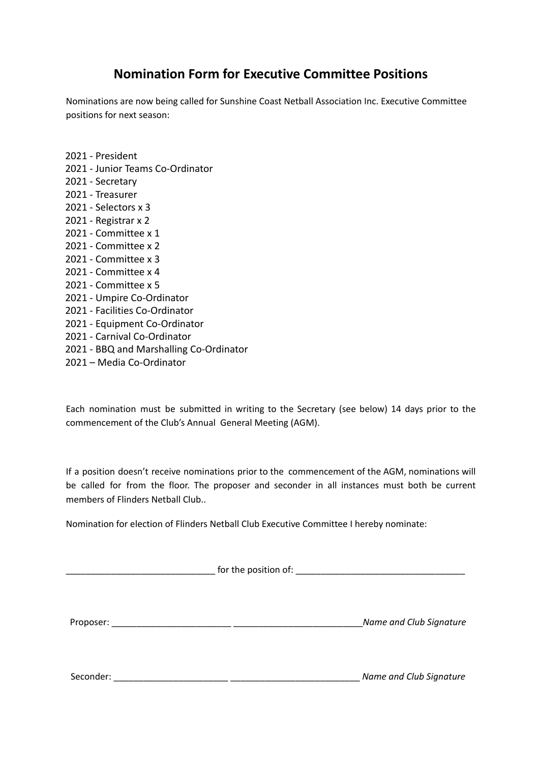# Nomination Form for Executive Committee Positions

Nominations are now being called for Sunshine Coast Netball Association Inc. Executive Committee positions for next season:

2021 - President
2021 - Junior Teams Co-Ordinator
2021 - Secretary
2021 - Treasurer
2021 - Selectors x 3
2021 - Registrar x 2
2021 - Committee x 1
2021 - Committee x 2
2021 - Committee x 3
2021 - Committee x 4
2021 - Committee x 5
2021 - Umpire Co-Ordinator
2021 - Facilities Co-Ordinator
2021 - Equipment Co-Ordinator
2021 - Carnival Co-Ordinator
2021 - BBQ and Marshalling Co-Ordinator
2021 – Media Co-Ordinator

Each nomination must be submitted in writing to the Secretary (see below) 14 days prior to the commencement of the Club's Annual General Meeting (AGM).

If a position doesn't receive nominations prior to the commencement of the AGM, nominations will be called for from the floor. The proposer and seconder in all instances must both be current members of Flinders Netball Club..

Nomination for election of Flinders Netball Club Executive Committee I hereby nominate:

_____________________________ for the position of: _________________________________

Proposer: ________________________ _________________________ *Name and Club Signature*

Seconder: _______________________ __________________________ *Name and Club Signature*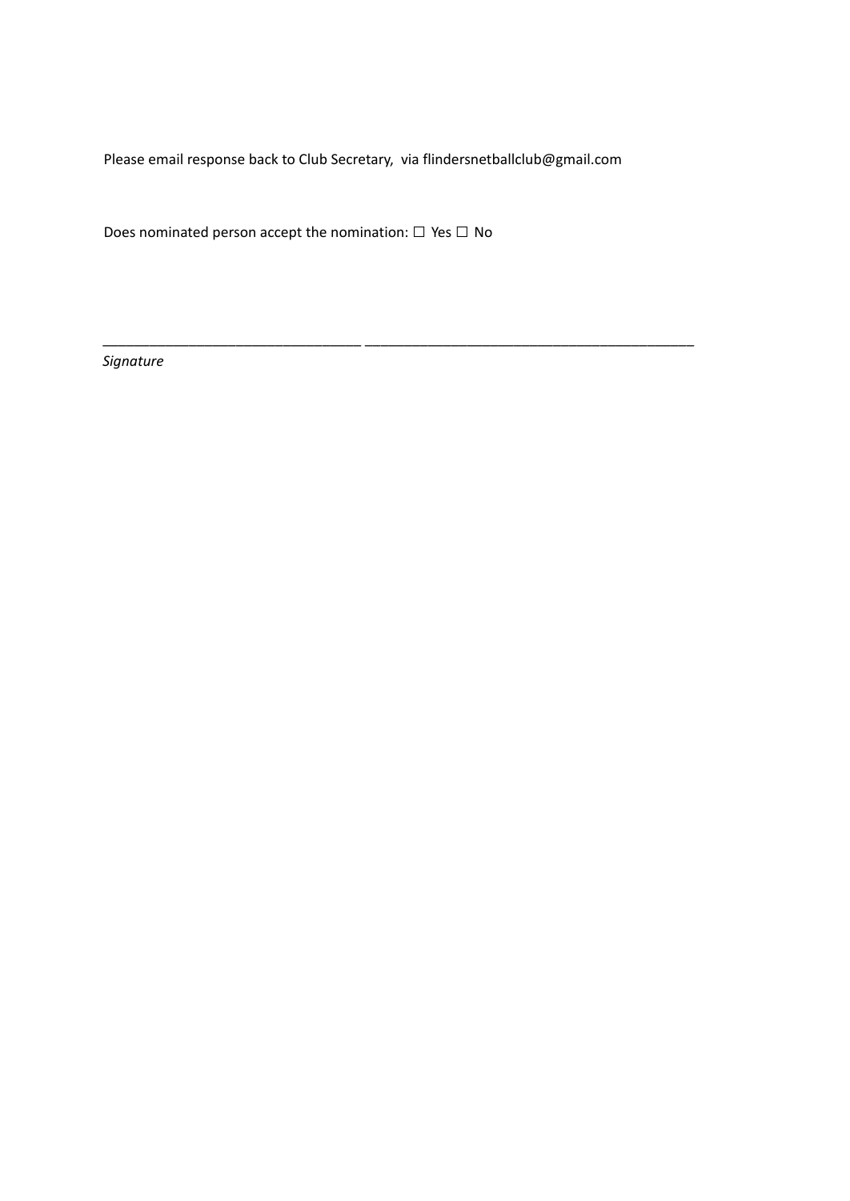Please email response back to Club Secretary, via flindersnetballclub@gmail.com

Does nominated person accept the nomination: ☐ Yes ☐ No

_________________________________ __________________________________________

*Signature*